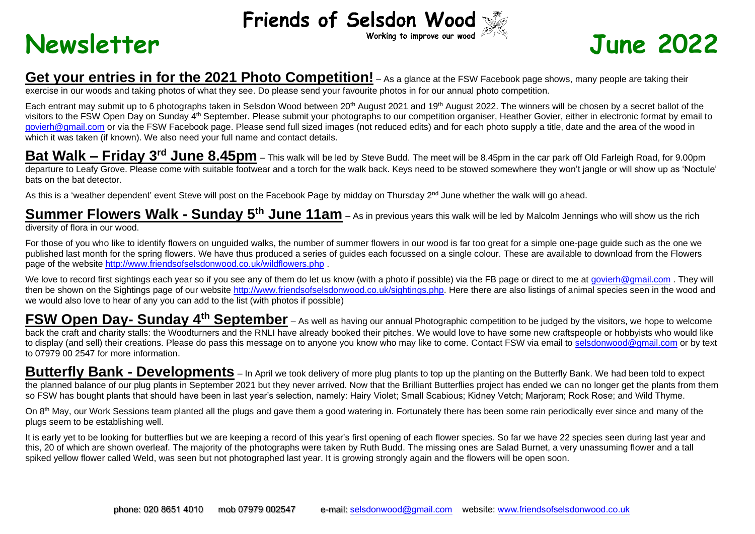# Friends of Selsdon Wood

Working to improve our wood

# Newsletter June 2022

## Get your entries in for the 2021 Photo Competition!

– As a glance at the FSW Facebook page shows, many people are taking their exercise in our woods and taking photos of what they see. Do please send your favourite photos in for our annual photo competition.

Each entrant may submit up to 6 photographs taken in Selsdon Wood between 20th August 2021 and 19th August 2022. The winners will be chosen by a secret ballot of the visitors to the FSW Open Day on Sunday 4th September. Please submit your photographs to our competition organiser, Heather Govier, either in electronic format by email to govierh@gmail.com or via the FSW Facebook page. Please send full sized images (not reduced edits) and for each photo supply a title, date and the area of the wood in which it was taken (if known). We also need your full name and contact details.

## Bat Walk – Friday 3rd June 8.45pm

– This walk will be led by Steve Budd. The meet will be 8.45pm in the car park off Old Farleigh Road, for 9.00pm departure to Leafy Grove. Please come with suitable footwear and a torch for the walk back. Keys need to be stowed somewhere they won't jangle or will show up as 'Noctule' bats on the bat detector.

As this is a 'weather dependent' event Steve will post on the Facebook Page by midday on Thursday 2nd June whether the walk will go ahead.

## Summer Flowers Walk - Sunday 5th June 11am

– As in previous years this walk will be led by Malcolm Jennings who will show us the rich diversity of flora in our wood.

For those of you who like to identify flowers on unguided walks, the number of summer flowers in our wood is far too great for a simple one-page guide such as the one we published last month for the spring flowers. We have thus produced a series of guides each focussed on a single colour. These are available to download from the Flowers page of the website http://www.friendsofselsdonwood.co.uk/wildflowers.php .

We love to record first sightings each year so if you see any of them do let us know (with a photo if possible) via the FB page or direct to me at govierh@gmail.com . They will then be shown on the Sightings page of our website http://www.friendsofselsdonwood.co.uk/sightings.php. Here there are also listings of animal species seen in the wood and we would also love to hear of any you can add to the list (with photos if possible)

## FSW Open Day- Sunday 4th September

– As well as having our annual Photographic competition to be judged by the visitors, we hope to welcome back the craft and charity stalls: the Woodturners and the RNLI have already booked their pitches. We would love to have some new craftspeople or hobbyists who would like to display (and sell) their creations. Please do pass this message on to anyone you know who may like to come. Contact FSW via email to selsdonwood@gmail.com or by text to 07979 00 2547 for more information.

## Butterfly Bank - Developments

– In April we took delivery of more plug plants to top up the planting on the Butterfly Bank. We had been told to expect the planned balance of our plug plants in September 2021 but they never arrived. Now that the Brilliant Butterflies project has ended we can no longer get the plants from them so FSW has bought plants that should have been in last year's selection, namely: Hairy Violet; Small Scabious; Kidney Vetch; Marjoram; Rock Rose; and Wild Thyme.

On 8th May, our Work Sessions team planted all the plugs and gave them a good watering in. Fortunately there has been some rain periodically ever since and many of the plugs seem to be establishing well.

It is early yet to be looking for butterflies but we are keeping a record of this year's first opening of each flower species. So far we have 22 species seen during last year and this, 20 of which are shown overleaf. The majority of the photographs were taken by Ruth Budd. The missing ones are Salad Burnet, a very unassuming flower and a tall spiked yellow flower called Weld, was seen but not photographed last year. It is growing strongly again and the flowers will be open soon.

phone: 020 8651 4010 mob 07979 002547 e-mail: selsdonwood@gmail.com website: www.friendsofselsdonwood.co.uk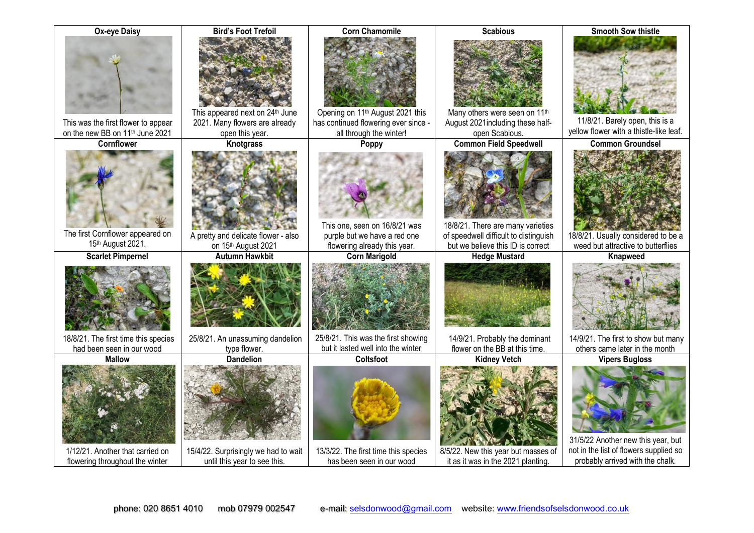| Ox-eye Daisy | Bird's Foot Trefoil | Corn Chamomile | Scabious | Smooth Sow thistle |
|---|---|---|---|---|
| This was the first flower to appear on the new BB on 11th June 2021 | This appeared next on 24th June 2021. Many flowers are already open this year. | Opening on 11th August 2021 this has continued flowering ever since - all through the winter! | Many others were seen on 11th August 2021including these half-open Scabious. | 11/8/21. Barely open, this is a yellow flower with a thistle-like leaf. |
| **Cornflower** | **Knotgrass** | **Poppy** | **Common Field Speedwell** | **Common Groundsel** |
| The first Cornflower appeared on 15th August 2021. | A pretty and delicate flower - also on 15th August 2021 | This one, seen on 16/8/21 was purple but we have a red one flowering already this year. | 18/8/21. There are many varieties of speedwell difficult to distinguish but we believe this ID is correct | 18/8/21. Usually considered to be a weed but attractive to butterflies |
| **Scarlet Pimpernel** | **Autumn Hawkbit** | **Corn Marigold** | **Hedge Mustard** | **Knapweed** |
| 18/8/21. The first time this species had been seen in our wood | 25/8/21. An unassuming dandelion type flower. | 25/8/21. This was the first showing but it lasted well into the winter | 14/9/21. Probably the dominant flower on the BB at this time. | 14/9/21. The first to show but many others came later in the month |
| **Mallow** | **Dandelion** | **Coltsfoot** | **Kidney Vetch** | **Vipers Bugloss** |
| 1/12/21. Another that carried on flowering throughout the winter | 15/4/22. Surprisingly we had to wait until this year to see this. | 13/3/22. The first time this species has been seen in our wood | 8/5/22. New this year but masses of it as it was in the 2021 planting. | 31/5/22 Another new this year, but not in the list of flowers supplied so probably arrived with the chalk. |

phone: 020 8651 4010 mob 07979 002547 e-mail: selsdonwood@gmail.com website: www.friendsofselsdonwood.co.uk